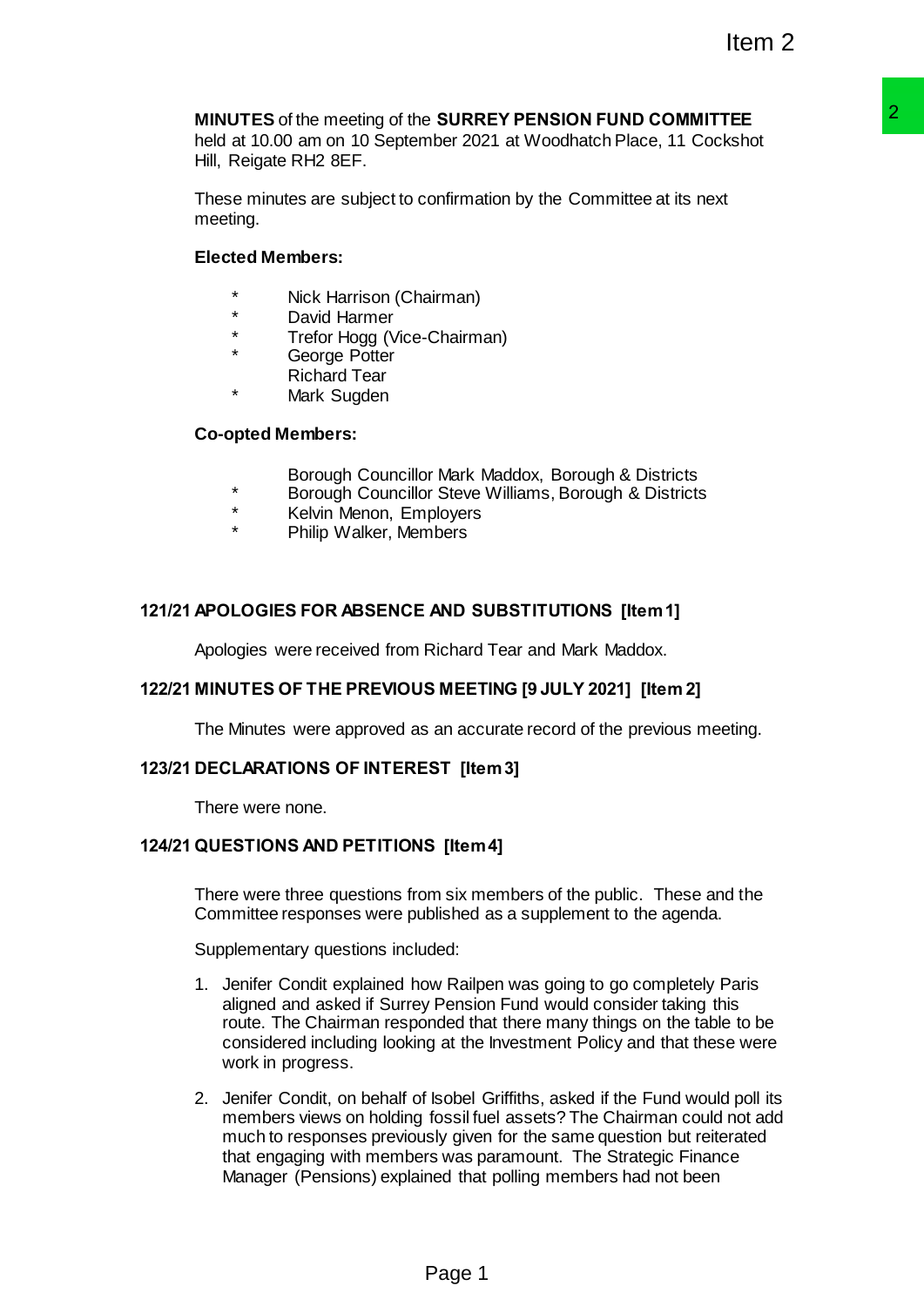**MINUTES** of the meeting of the **SURREY PENSION FUND COMMITTEE** held at 10.00 am on 10 September 2021 at Woodhatch Place, 11 Cockshot Hill, Reigate RH2 8EF.

These minutes are subject to confirmation by the Committee at its next meeting.

**Elected Members:**

- \* Nick Harrison (Chairman)
- \* David Harmer
- \* Trefor Hogg (Vice-Chairman)
- \* George Potter
- Richard Tear
- \* Mark Sugden

**Co-opted Members:**

- Borough Councillor Mark Maddox, Borough & Districts
- \* Borough Councillor Steve Williams, Borough & Districts
- \* Kelvin Menon, Employers
- \* Philip Walker, Members

## 121/21 APOLOGIES FOR ABSENCE AND SUBSTITUTIONS [Item 1]

Apologies were received from Richard Tear and Mark Maddox.

## 122/21 MINUTES OF THE PREVIOUS MEETING [9 JULY 2021] [Item 2]

The Minutes were approved as an accurate record of the previous meeting.

## 123/21 DECLARATIONS OF INTEREST [Item 3]

There were none.

## 124/21 QUESTIONS AND PETITIONS [Item 4]

There were three questions from six members of the public. These and the Committee responses were published as a supplement to the agenda.

Supplementary questions included:

1. Jenifer Condit explained how Railpen was going to go completely Paris aligned and asked if Surrey Pension Fund would consider taking this route. The Chairman responded that there many things on the table to be considered including looking at the Investment Policy and that these were work in progress.
2. Jenifer Condit, on behalf of Isobel Griffiths, asked if the Fund would poll its members views on holding fossil fuel assets? The Chairman could not add much to responses previously given for the same question but reiterated that engaging with members was paramount. The Strategic Finance Manager (Pensions) explained that polling members had not been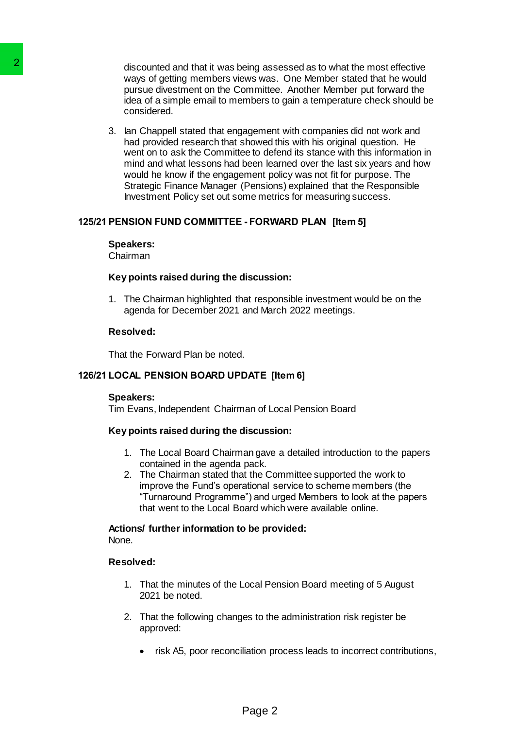discounted and that it was being assessed as to what the most effective ways of getting members views was. One Member stated that he would pursue divestment on the Committee. Another Member put forward the idea of a simple email to members to gain a temperature check should be considered.

3. Ian Chappell stated that engagement with companies did not work and had provided research that showed this with his original question. He went on to ask the Committee to defend its stance with this information in mind and what lessons had been learned over the last six years and how would he know if the engagement policy was not fit for purpose. The Strategic Finance Manager (Pensions) explained that the Responsible Investment Policy set out some metrics for measuring success.

## 125/21 PENSION FUND COMMITTEE - FORWARD PLAN [Item 5]

**Speakers:**
Chairman

**Key points raised during the discussion:**

1. The Chairman highlighted that responsible investment would be on the agenda for December 2021 and March 2022 meetings.

**Resolved:**

That the Forward Plan be noted.

## 126/21 LOCAL PENSION BOARD UPDATE [Item 6]

**Speakers:**
Tim Evans, Independent Chairman of Local Pension Board

**Key points raised during the discussion:**

1. The Local Board Chairman gave a detailed introduction to the papers contained in the agenda pack.
2. The Chairman stated that the Committee supported the work to improve the Fund's operational service to scheme members (the "Turnaround Programme") and urged Members to look at the papers that went to the Local Board which were available online.

**Actions/ further information to be provided:**
None.

**Resolved:**

1. That the minutes of the Local Pension Board meeting of 5 August 2021 be noted.

2. That the following changes to the administration risk register be approved:

   - risk A5, poor reconciliation process leads to incorrect contributions,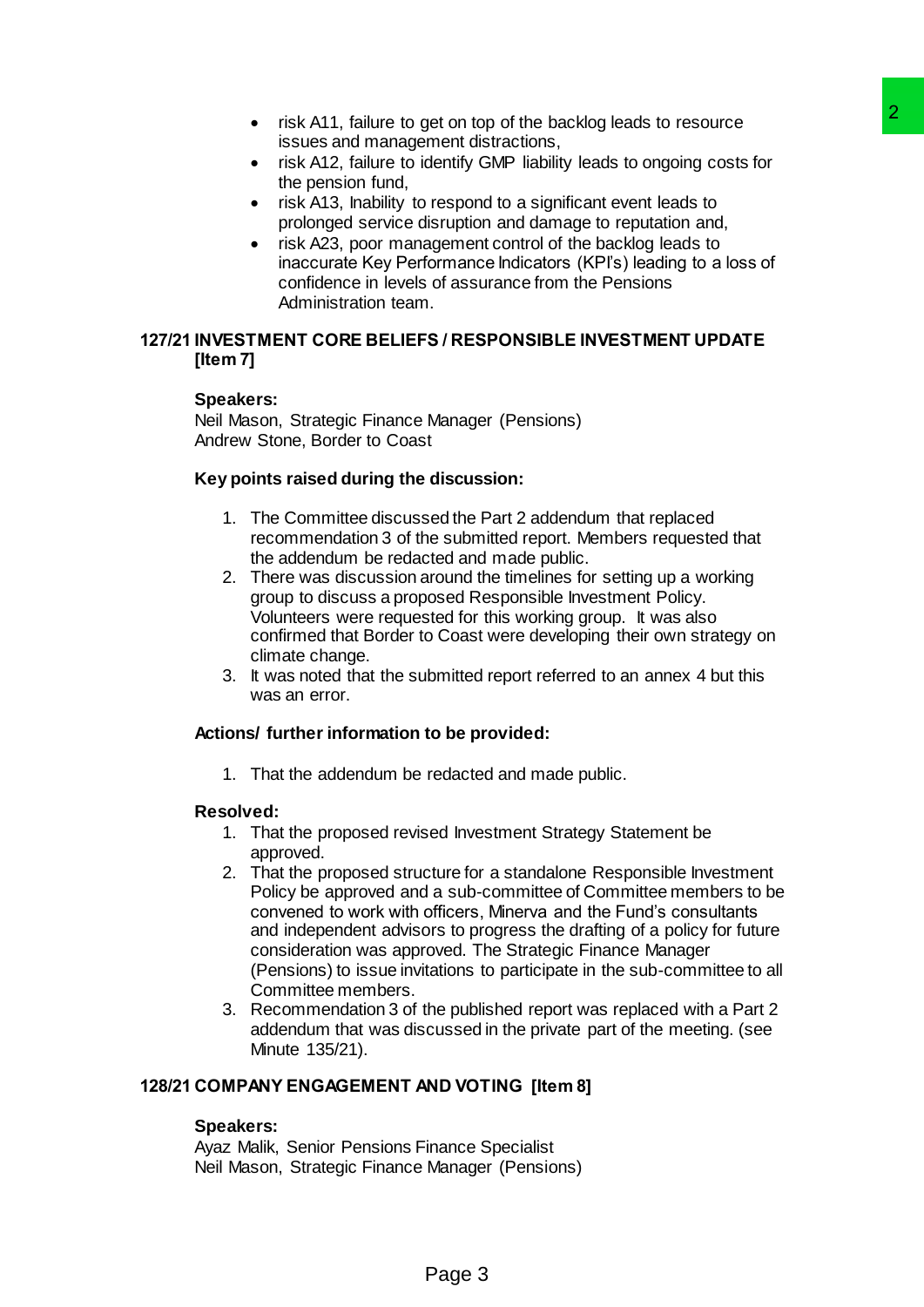- risk A11, failure to get on top of the backlog leads to resource issues and management distractions,
- risk A12, failure to identify GMP liability leads to ongoing costs for the pension fund,
- risk A13, Inability to respond to a significant event leads to prolonged service disruption and damage to reputation and,
- risk A23, poor management control of the backlog leads to inaccurate Key Performance Indicators (KPI's) leading to a loss of confidence in levels of assurance from the Pensions Administration team.

## 127/21 INVESTMENT CORE BELIEFS / RESPONSIBLE INVESTMENT UPDATE [Item 7]

**Speakers:**
Neil Mason, Strategic Finance Manager (Pensions)
Andrew Stone, Border to Coast

**Key points raised during the discussion:**

1. The Committee discussed the Part 2 addendum that replaced recommendation 3 of the submitted report. Members requested that the addendum be redacted and made public.
2. There was discussion around the timelines for setting up a working group to discuss a proposed Responsible Investment Policy. Volunteers were requested for this working group. It was also confirmed that Border to Coast were developing their own strategy on climate change.
3. It was noted that the submitted report referred to an annex 4 but this was an error.

**Actions/ further information to be provided:**

1. That the addendum be redacted and made public.

**Resolved:**

1. That the proposed revised Investment Strategy Statement be approved.
2. That the proposed structure for a standalone Responsible Investment Policy be approved and a sub-committee of Committee members to be convened to work with officers, Minerva and the Fund's consultants and independent advisors to progress the drafting of a policy for future consideration was approved. The Strategic Finance Manager (Pensions) to issue invitations to participate in the sub-committee to all Committee members.
3. Recommendation 3 of the published report was replaced with a Part 2 addendum that was discussed in the private part of the meeting. (see Minute 135/21).

## 128/21 COMPANY ENGAGEMENT AND VOTING [Item 8]

**Speakers:**
Ayaz Malik, Senior Pensions Finance Specialist
Neil Mason, Strategic Finance Manager (Pensions)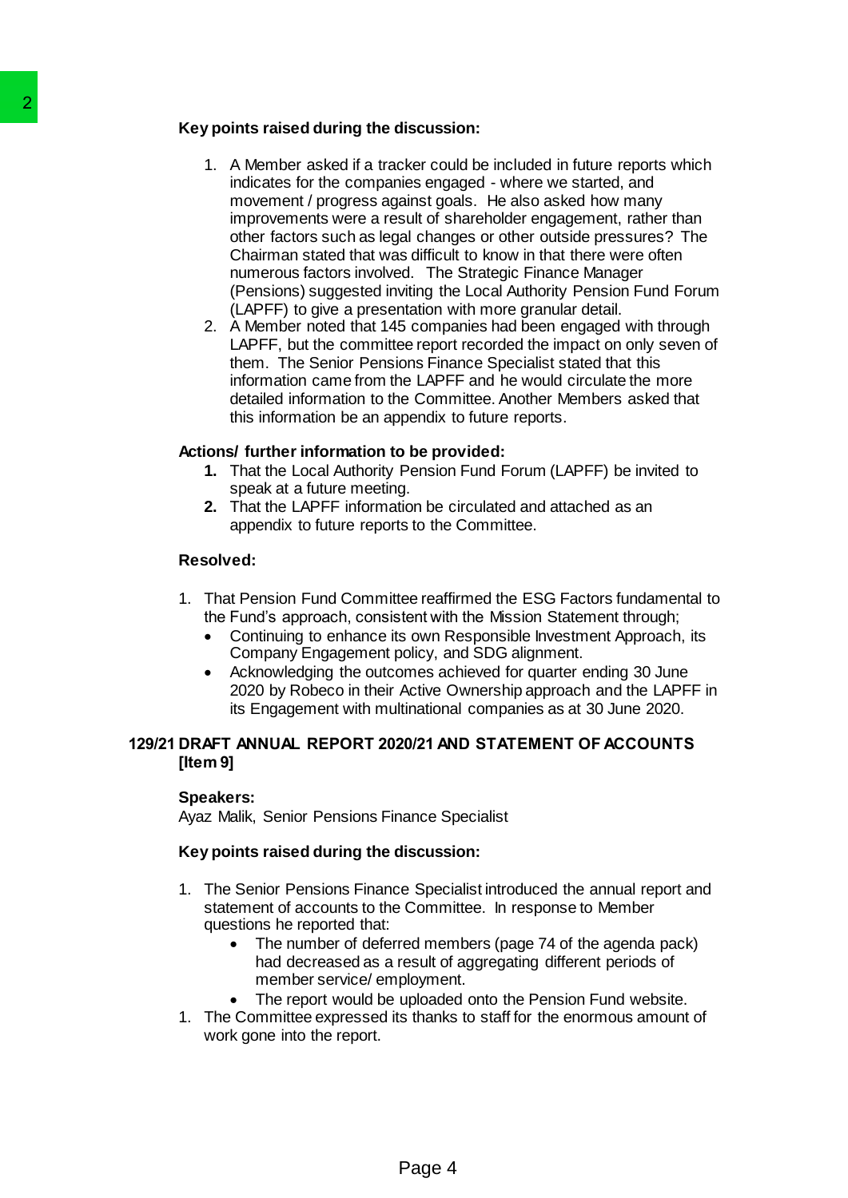**Key points raised during the discussion:**

1. A Member asked if a tracker could be included in future reports which indicates for the companies engaged - where we started, and movement / progress against goals. He also asked how many improvements were a result of shareholder engagement, rather than other factors such as legal changes or other outside pressures? The Chairman stated that was difficult to know in that there were often numerous factors involved. The Strategic Finance Manager (Pensions) suggested inviting the Local Authority Pension Fund Forum (LAPFF) to give a presentation with more granular detail.
2. A Member noted that 145 companies had been engaged with through LAPFF, but the committee report recorded the impact on only seven of them. The Senior Pensions Finance Specialist stated that this information came from the LAPFF and he would circulate the more detailed information to the Committee. Another Members asked that this information be an appendix to future reports.

**Actions/ further information to be provided:**

1. That the Local Authority Pension Fund Forum (LAPFF) be invited to speak at a future meeting.
2. That the LAPFF information be circulated and attached as an appendix to future reports to the Committee.

**Resolved:**

1. That Pension Fund Committee reaffirmed the ESG Factors fundamental to the Fund's approach, consistent with the Mission Statement through;
   - Continuing to enhance its own Responsible Investment Approach, its Company Engagement policy, and SDG alignment.
   - Acknowledging the outcomes achieved for quarter ending 30 June 2020 by Robeco in their Active Ownership approach and the LAPFF in its Engagement with multinational companies as at 30 June 2020.

**129/21 DRAFT ANNUAL REPORT 2020/21 AND STATEMENT OF ACCOUNTS [Item 9]**

**Speakers:**
Ayaz Malik, Senior Pensions Finance Specialist

**Key points raised during the discussion:**

1. The Senior Pensions Finance Specialist introduced the annual report and statement of accounts to the Committee. In response to Member questions he reported that:
   - The number of deferred members (page 74 of the agenda pack) had decreased as a result of aggregating different periods of member service/ employment.
   - The report would be uploaded onto the Pension Fund website.
1. The Committee expressed its thanks to staff for the enormous amount of work gone into the report.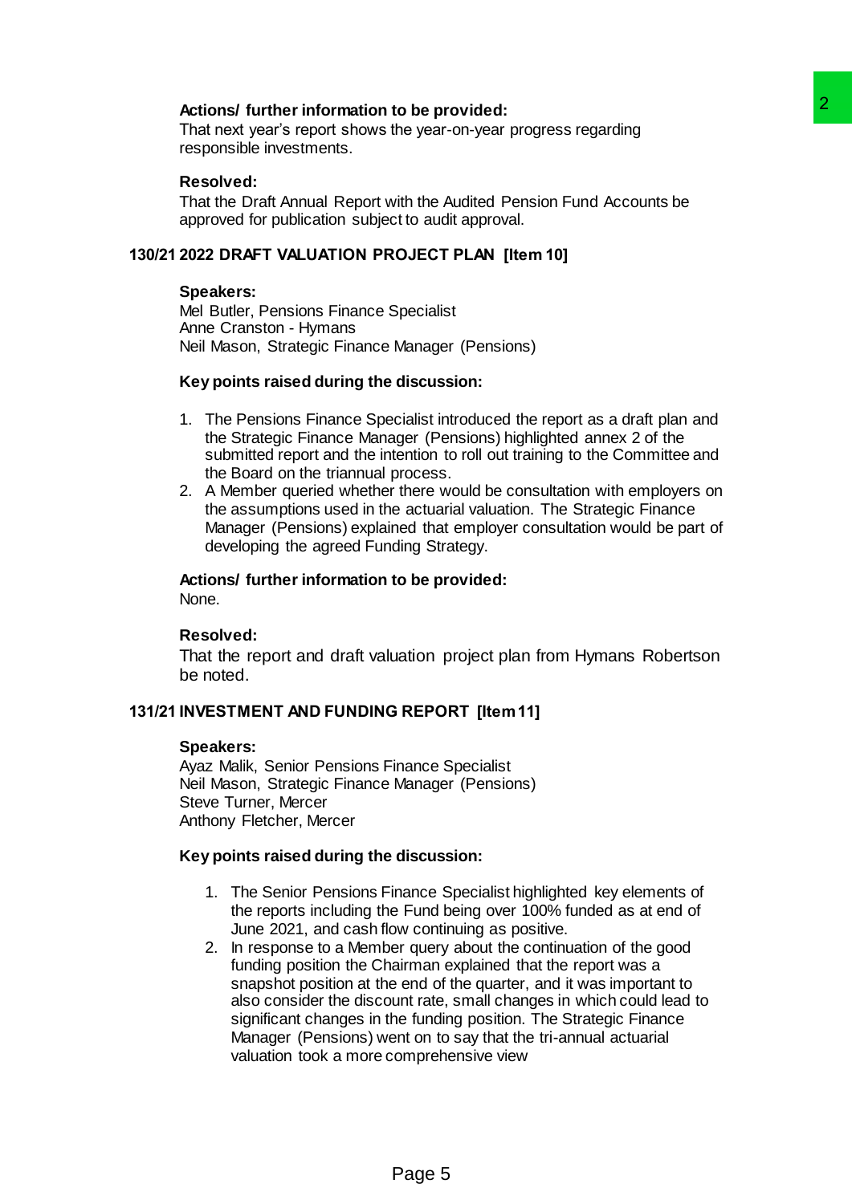**Actions/ further information to be provided:**
That next year's report shows the year-on-year progress regarding responsible investments.

**Resolved:**
That the Draft Annual Report with the Audited Pension Fund Accounts be approved for publication subject to audit approval.

## 130/21 2022 DRAFT VALUATION PROJECT PLAN [Item 10]

**Speakers:**
Mel Butler, Pensions Finance Specialist
Anne Cranston - Hymans
Neil Mason, Strategic Finance Manager (Pensions)

**Key points raised during the discussion:**

1. The Pensions Finance Specialist introduced the report as a draft plan and the Strategic Finance Manager (Pensions) highlighted annex 2 of the submitted report and the intention to roll out training to the Committee and the Board on the triannual process.
2. A Member queried whether there would be consultation with employers on the assumptions used in the actuarial valuation. The Strategic Finance Manager (Pensions) explained that employer consultation would be part of developing the agreed Funding Strategy.

**Actions/ further information to be provided:**
None.

**Resolved:**
That the report and draft valuation project plan from Hymans Robertson be noted.

## 131/21 INVESTMENT AND FUNDING REPORT [Item 11]

**Speakers:**
Ayaz Malik, Senior Pensions Finance Specialist
Neil Mason, Strategic Finance Manager (Pensions)
Steve Turner, Mercer
Anthony Fletcher, Mercer

**Key points raised during the discussion:**

1. The Senior Pensions Finance Specialist highlighted key elements of the reports including the Fund being over 100% funded as at end of June 2021, and cash flow continuing as positive.
2. In response to a Member query about the continuation of the good funding position the Chairman explained that the report was a snapshot position at the end of the quarter, and it was important to also consider the discount rate, small changes in which could lead to significant changes in the funding position. The Strategic Finance Manager (Pensions) went on to say that the tri-annual actuarial valuation took a more comprehensive view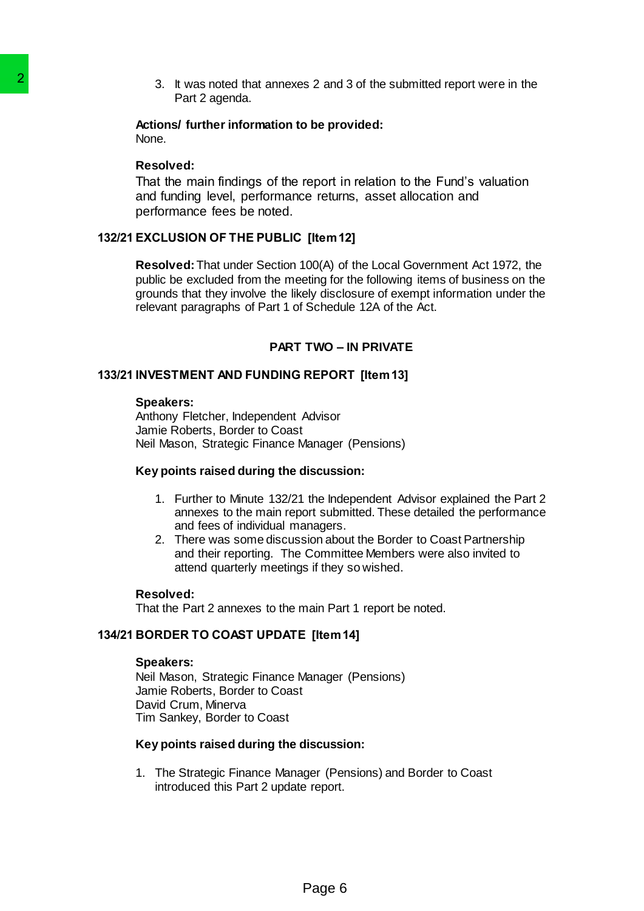3. It was noted that annexes 2 and 3 of the submitted report were in the Part 2 agenda.

**Actions/ further information to be provided:**
None.

**Resolved:**
That the main findings of the report in relation to the Fund's valuation and funding level, performance returns, asset allocation and performance fees be noted.

## 132/21 EXCLUSION OF THE PUBLIC [Item 12]

**Resolved:** That under Section 100(A) of the Local Government Act 1972, the public be excluded from the meeting for the following items of business on the grounds that they involve the likely disclosure of exempt information under the relevant paragraphs of Part 1 of Schedule 12A of the Act.

**PART TWO – IN PRIVATE**

## 133/21 INVESTMENT AND FUNDING REPORT [Item 13]

**Speakers:**
Anthony Fletcher, Independent Advisor
Jamie Roberts, Border to Coast
Neil Mason, Strategic Finance Manager (Pensions)

**Key points raised during the discussion:**

1. Further to Minute 132/21 the Independent Advisor explained the Part 2 annexes to the main report submitted. These detailed the performance and fees of individual managers.
2. There was some discussion about the Border to Coast Partnership and their reporting. The Committee Members were also invited to attend quarterly meetings if they so wished.

**Resolved:**
That the Part 2 annexes to the main Part 1 report be noted.

## 134/21 BORDER TO COAST UPDATE [Item 14]

**Speakers:**
Neil Mason, Strategic Finance Manager (Pensions)
Jamie Roberts, Border to Coast
David Crum, Minerva
Tim Sankey, Border to Coast

**Key points raised during the discussion:**

1. The Strategic Finance Manager (Pensions) and Border to Coast introduced this Part 2 update report.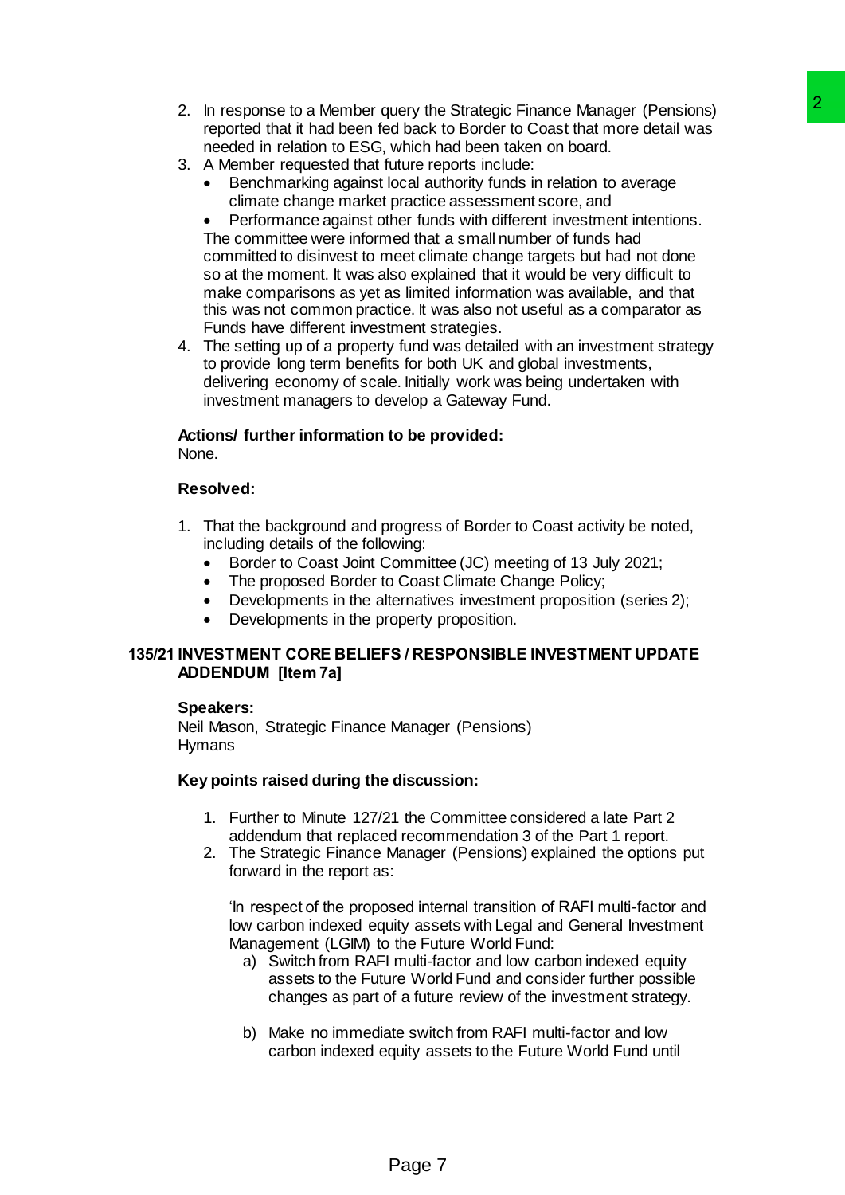2. In response to a Member query the Strategic Finance Manager (Pensions) reported that it had been fed back to Border to Coast that more detail was needed in relation to ESG, which had been taken on board.
3. A Member requested that future reports include:
   - Benchmarking against local authority funds in relation to average climate change market practice assessment score, and
   - Performance against other funds with different investment intentions.

   The committee were informed that a small number of funds had committed to disinvest to meet climate change targets but had not done so at the moment. It was also explained that it would be very difficult to make comparisons as yet as limited information was available, and that this was not common practice. It was also not useful as a comparator as Funds have different investment strategies.
4. The setting up of a property fund was detailed with an investment strategy to provide long term benefits for both UK and global investments, delivering economy of scale. Initially work was being undertaken with investment managers to develop a Gateway Fund.

**Actions/ further information to be provided:**
None.

**Resolved:**

1. That the background and progress of Border to Coast activity be noted, including details of the following:
   - Border to Coast Joint Committee (JC) meeting of 13 July 2021;
   - The proposed Border to Coast Climate Change Policy;
   - Developments in the alternatives investment proposition (series 2);
   - Developments in the property proposition.

## 135/21 INVESTMENT CORE BELIEFS / RESPONSIBLE INVESTMENT UPDATE ADDENDUM [Item 7a]

**Speakers:**
Neil Mason, Strategic Finance Manager (Pensions)
Hymans

**Key points raised during the discussion:**

1. Further to Minute 127/21 the Committee considered a late Part 2 addendum that replaced recommendation 3 of the Part 1 report.
2. The Strategic Finance Manager (Pensions) explained the options put forward in the report as:

   'In respect of the proposed internal transition of RAFI multi-factor and low carbon indexed equity assets with Legal and General Investment Management (LGIM) to the Future World Fund:

   a) Switch from RAFI multi-factor and low carbon indexed equity assets to the Future World Fund and consider further possible changes as part of a future review of the investment strategy.

   b) Make no immediate switch from RAFI multi-factor and low carbon indexed equity assets to the Future World Fund until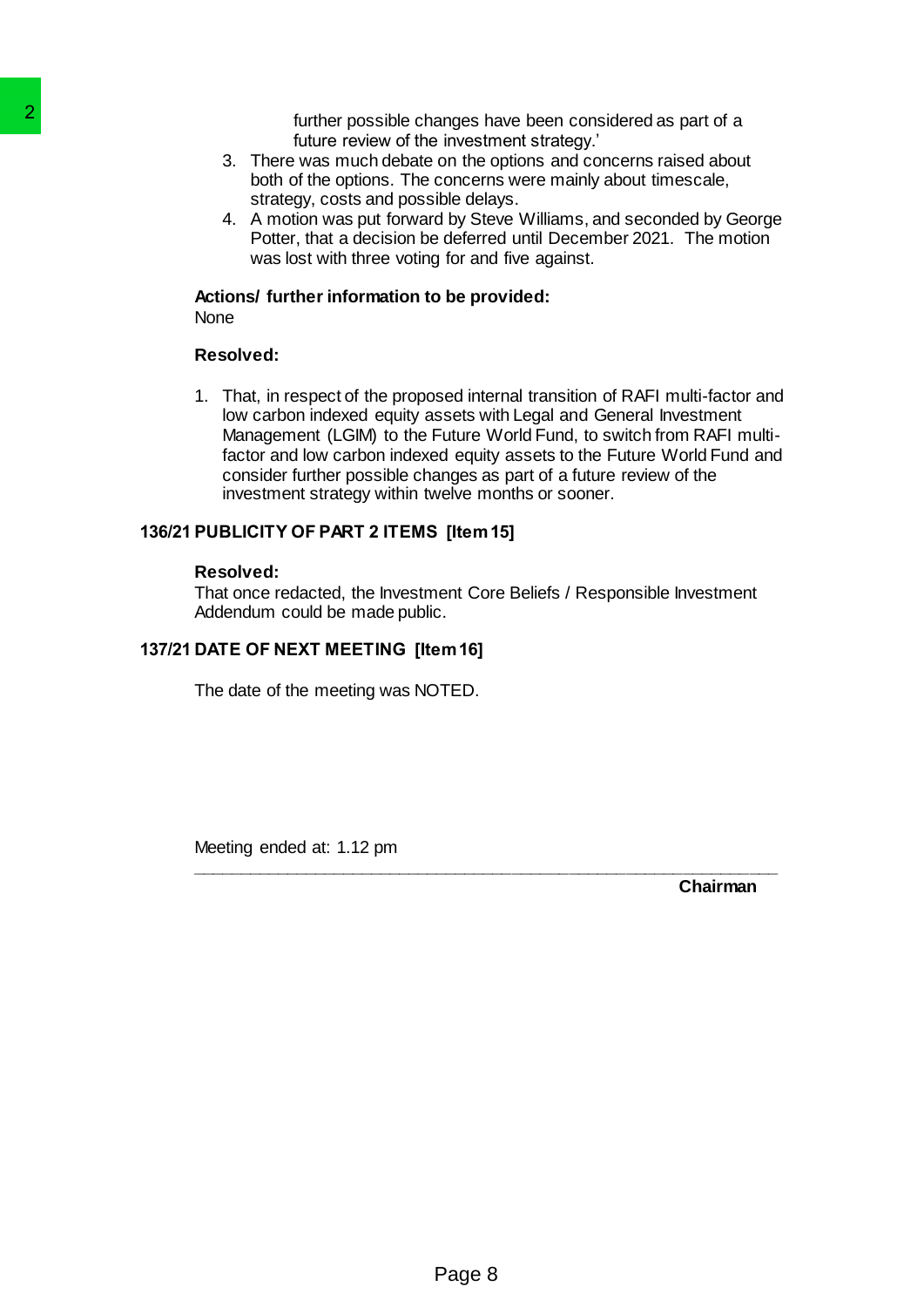further possible changes have been considered as part of a future review of the investment strategy.'

3. There was much debate on the options and concerns raised about both of the options. The concerns were mainly about timescale, strategy, costs and possible delays.
4. A motion was put forward by Steve Williams, and seconded by George Potter, that a decision be deferred until December 2021. The motion was lost with three voting for and five against.

**Actions/ further information to be provided:**
None

**Resolved:**

1. That, in respect of the proposed internal transition of RAFI multi-factor and low carbon indexed equity assets with Legal and General Investment Management (LGIM) to the Future World Fund, to switch from RAFI multi-factor and low carbon indexed equity assets to the Future World Fund and consider further possible changes as part of a future review of the investment strategy within twelve months or sooner.

### 136/21 PUBLICITY OF PART 2 ITEMS [Item 15]

**Resolved:**
That once redacted, the Investment Core Beliefs / Responsible Investment Addendum could be made public.

### 137/21 DATE OF NEXT MEETING [Item 16]

The date of the meeting was NOTED.

Meeting ended at: 1.12 pm

______________________________________________________

**Chairman**